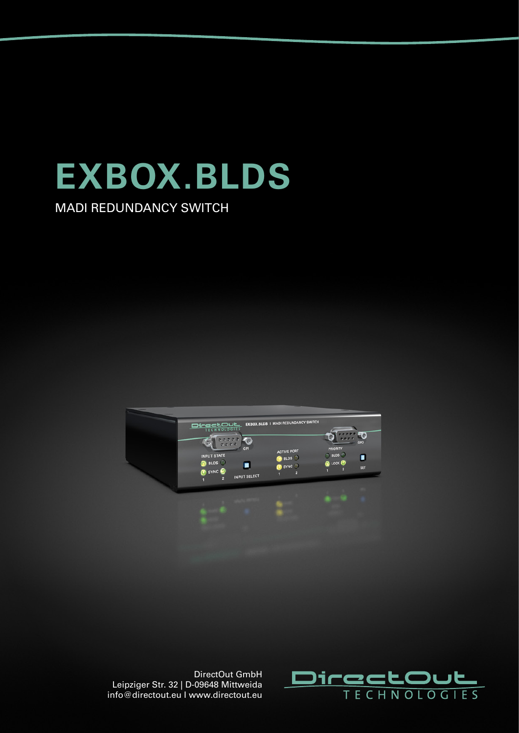# EXBOX.BLDS

MADI REDUNDANCY SWITCH

DirectOut GmbH
Leipziger Str. 32 | D-09648 Mittweida
info@directout.eu I www.directout.eu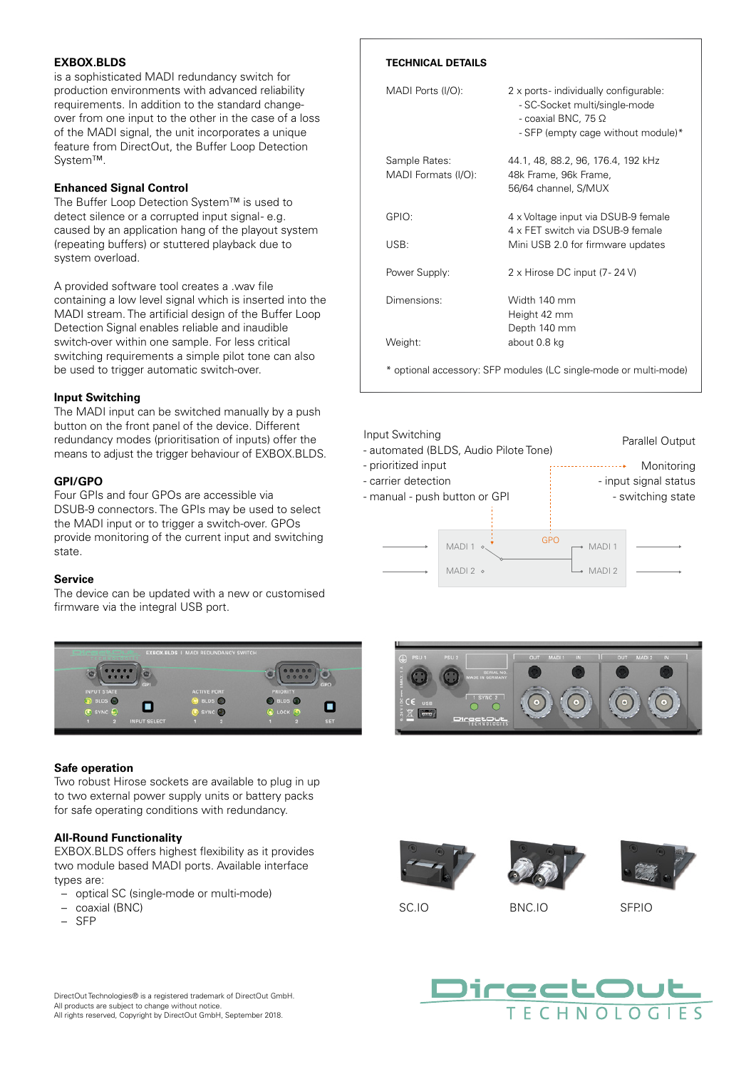## EXBOX.BLDS

is a sophisticated MADI redundancy switch for production environments with advanced reliability requirements. In addition to the standard change-over from one input to the other in the case of a loss of the MADI signal, the unit incorporates a unique feature from DirectOut, the Buffer Loop Detection System™.

### Enhanced Signal Control

The Buffer Loop Detection System™ is used to detect silence or a corrupted input signal- e.g. caused by an application hang of the playout system (repeating buffers) or stuttered playback due to system overload.

A provided software tool creates a .wav file containing a low level signal which is inserted into the MADI stream. The artificial design of the Buffer Loop Detection Signal enables reliable and inaudible switch-over within one sample. For less critical switching requirements a simple pilot tone can also be used to trigger automatic switch-over.

### Input Switching

The MADI input can be switched manually by a push button on the front panel of the device. Different redundancy modes (prioritisation of inputs) offer the means to adjust the trigger behaviour of EXBOX.BLDS.

### GPI/GPO

Four GPIs and four GPOs are accessible via DSUB-9 connectors. The GPIs may be used to select the MADI input or to trigger a switch-over. GPOs provide monitoring of the current input and switching state.

### Service

The device can be updated with a new or customised firmware via the integral USB port.

### TECHNICAL DETAILS

| | |
|---|---|
| MADI Ports (I/O): | 2 x ports- individually configurable:<br>- SC-Socket multi/single-mode<br>- coaxial BNC, 75 Ω<br>- SFP (empty cage without module)* |
| Sample Rates: | 44.1, 48, 88.2, 96, 176.4, 192 kHz |
| MADI Formats (I/O): | 48k Frame, 96k Frame,<br>56/64 channel, S/MUX |
| GPIO: | 4 x Voltage input via DSUB-9 female<br>4 x FET switch via DSUB-9 female |
| USB: | Mini USB 2.0 for firmware updates |
| Power Supply: | 2 x Hirose DC input (7- 24 V) |
| Dimensions: | Width 140 mm<br>Height 42 mm<br>Depth 140 mm |
| Weight: | about 0.8 kg |

\* optional accessory: SFP modules (LC single-mode or multi-mode)

Input Switching
- automated (BLDS, Audio Pilote Tone)
- prioritized input
- carrier detection
- manual - push button or GPI

Parallel Output

Monitoring
- input signal status
- switching state

MADI 1
MADI 2
GPO
MADI 1
MADI 2

### Safe operation

Two robust Hirose sockets are available to plug in up to two external power supply units or battery packs for safe operating conditions with redundancy.

### All-Round Functionality

EXBOX.BLDS offers highest flexibility as it provides two module based MADI ports. Available interface types are:

- optical SC (single-mode or multi-mode)
- coaxial (BNC)
- SFP

SC.IO

BNC.IO

SFP.IO

DirectOut Technologies® is a registered trademark of DirectOut GmbH.
All products are subject to change without notice.
All rights reserved, Copyright by DirectOut GmbH, September 2018.